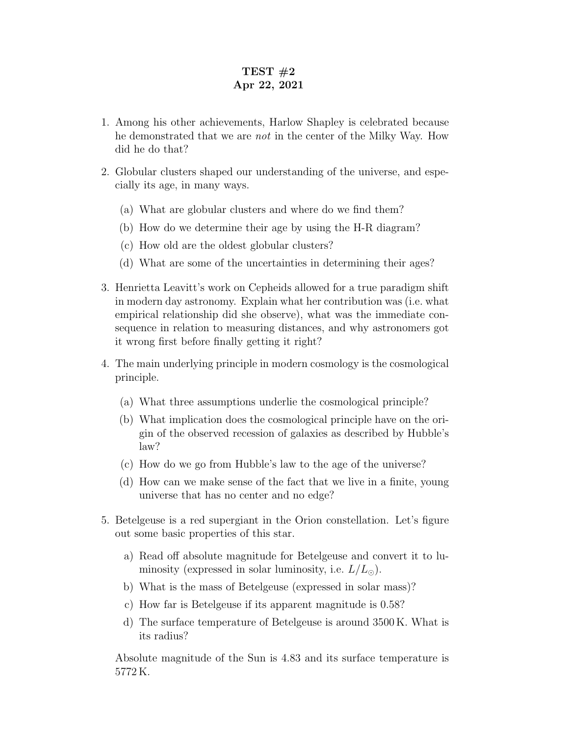**TEST #2**
**Apr 22, 2021**

1. Among his other achievements, Harlow Shapley is celebrated because he demonstrated that we are *not* in the center of the Milky Way. How did he do that?

2. Globular clusters shaped our understanding of the universe, and especially its age, in many ways.

   (a) What are globular clusters and where do we find them?

   (b) How do we determine their age by using the H-R diagram?

   (c) How old are the oldest globular clusters?

   (d) What are some of the uncertainties in determining their ages?

3. Henrietta Leavitt's work on Cepheids allowed for a true paradigm shift in modern day astronomy. Explain what her contribution was (i.e. what empirical relationship did she observe), what was the immediate consequence in relation to measuring distances, and why astronomers got it wrong first before finally getting it right?

4. The main underlying principle in modern cosmology is the cosmological principle.

   (a) What three assumptions underlie the cosmological principle?

   (b) What implication does the cosmological principle have on the origin of the observed recession of galaxies as described by Hubble's law?

   (c) How do we go from Hubble's law to the age of the universe?

   (d) How can we make sense of the fact that we live in a finite, young universe that has no center and no edge?

5. Betelgeuse is a red supergiant in the Orion constellation. Let's figure out some basic properties of this star.

   a) Read off absolute magnitude for Betelgeuse and convert it to luminosity (expressed in solar luminosity, i.e. $L/L_{\odot}$).

   b) What is the mass of Betelgeuse (expressed in solar mass)?

   c) How far is Betelgeuse if its apparent magnitude is 0.58?

   d) The surface temperature of Betelgeuse is around 3500 K. What is its radius?

   Absolute magnitude of the Sun is 4.83 and its surface temperature is 5772 K.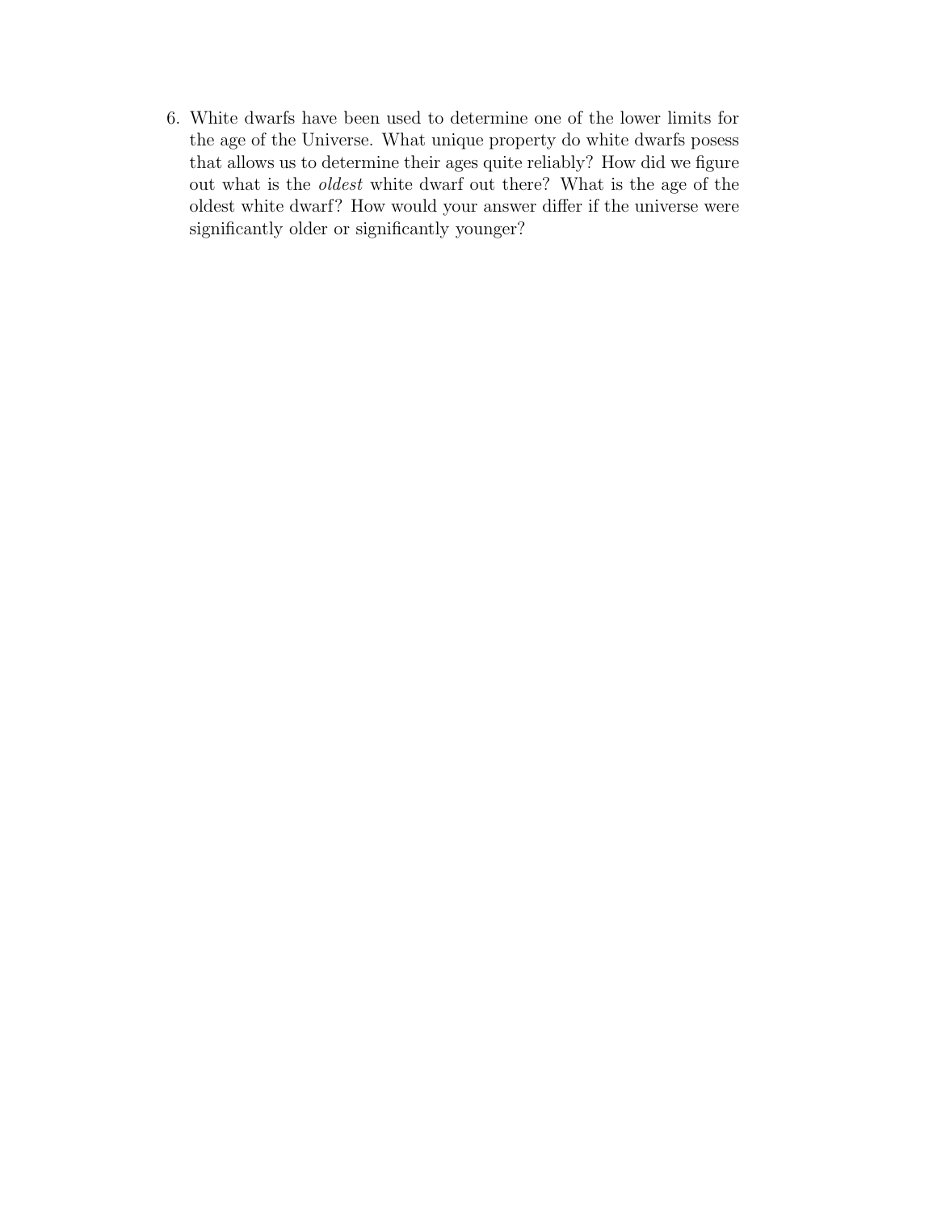6. White dwarfs have been used to determine one of the lower limits for the age of the Universe. What unique property do white dwarfs posess that allows us to determine their ages quite reliably? How did we figure out what is the *oldest* white dwarf out there? What is the age of the oldest white dwarf? How would your answer differ if the universe were significantly older or significantly younger?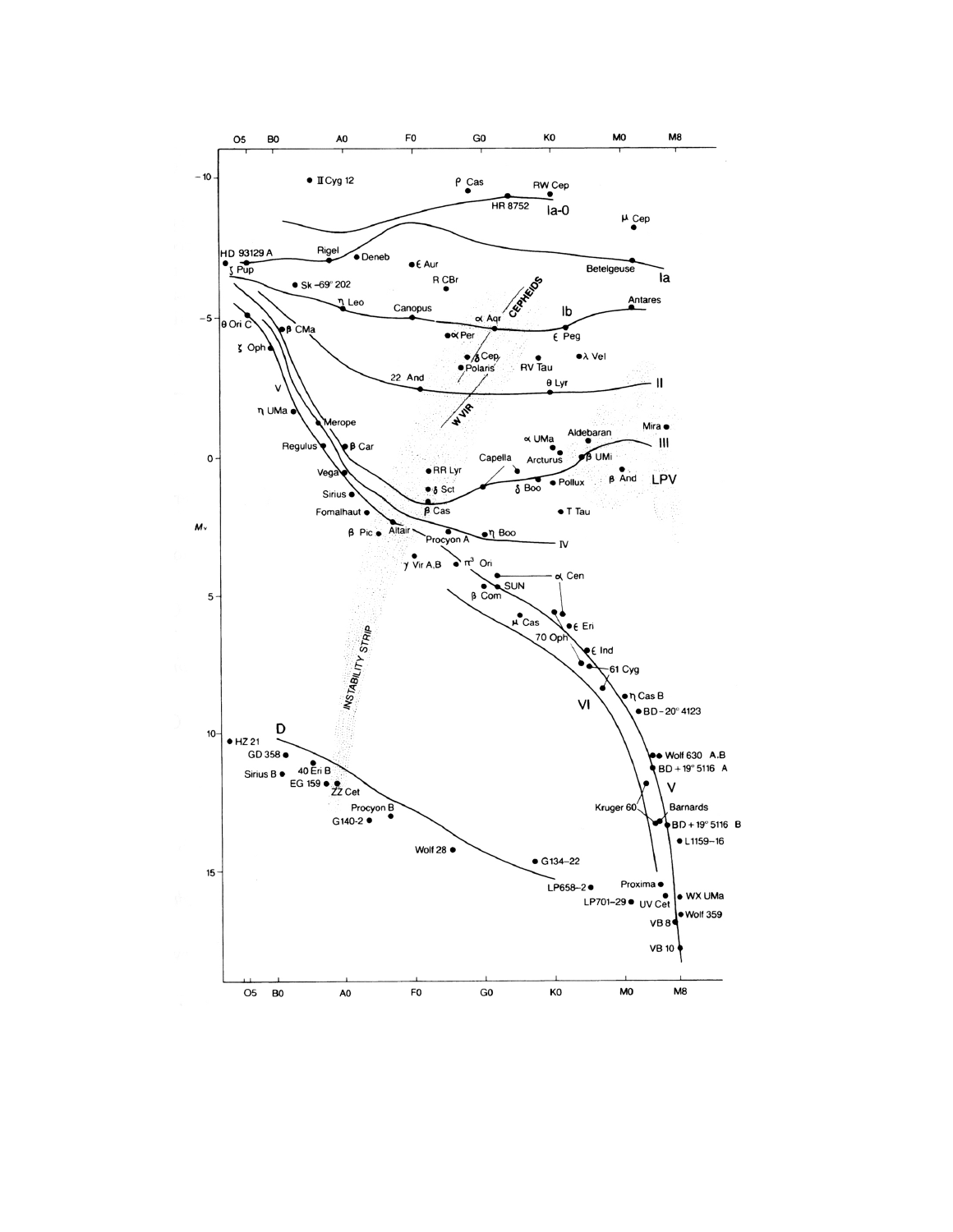O5 B0 A0 F0 G0 K0 M0 M8

−10

−5

0

5

10

15

$M_v$

II Cyg 12

ρ Cas

RW Cep

HR 8752

Ia-0

μ Cep

HD 93129 A

ζ Pup

Rigel

Deneb

ε Aur

R CBr

Betelgeuse

Ia

Sk −69° 202

η Leo

Canopus

CEPHEIDS

α Aqr

Ib

Antares

θ Ori C

β CMa

α Per

ε Peg

ζ Oph

δ Cep

Polaris

RV Tau

λ Vel

22 And

θ Lyr

II

V

W VIR

η UMa

Merope

α UMa

Aldebaran

Mira

Regulus

β Car

Capella

Arcturus

β UMi

III

Vega

RR Lyr

δ Sct

δ Boo

Pollux

β And

LPV

Sirius

β Cas

T Tau

Fomalhaut

β Pic

Altair

Procyon A

η Boo

IV

γ Vir A,B

π³ Ori

α Cen

SUN

β Com

μ Cas

ε Eri

70 Oph

ε Ind

61 Cyg

INSTABILITY STRIP

VI

η Cas B

BD −20° 4123

HZ 21

D

GD 358

Sirius B

40 Eri B

EG 159

ZZ Cet

Wolf 630 A,B

BD + 19° 5116 A

V

Kruger 60

Barnards

BD + 19° 5116 B

L1159-16

Procyon B

G140-2

Wolf 28

G134-22

LP658-2

Proxima

WX UMa

LP701-29

UV Cet

Wolf 359

VB 8

VB 10

O5 B0 A0 F0 G0 K0 M0 M8